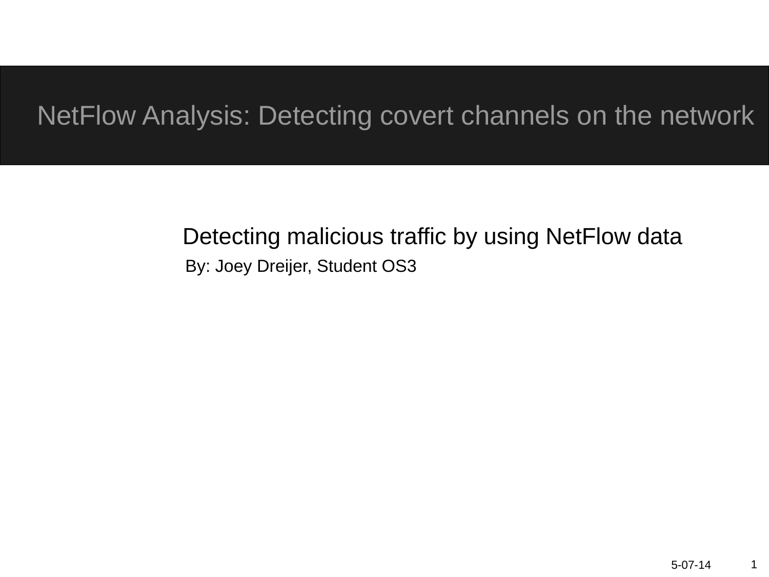# NetFlow Analysis: Detecting covert channels on the network

Detecting malicious traffic by using NetFlow data

By: Joey Dreijer, Student OS3

5-07-14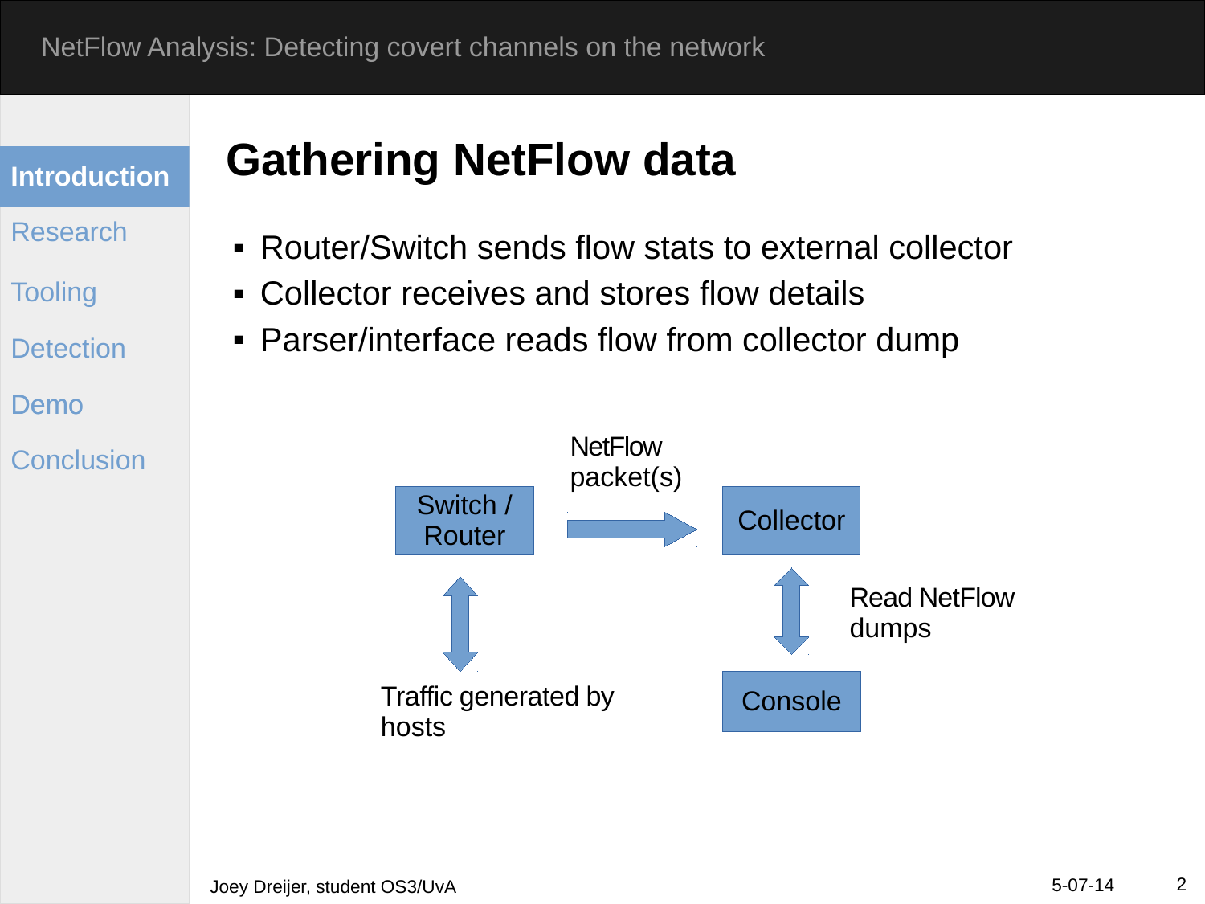# Gathering NetFlow data

- Router/Switch sends flow stats to external collector
- Collector receives and stores flow details
- Parser/interface reads flow from collector dump

Switch / Router

NetFlow packet(s)

Collector

Traffic generated by hosts

Read NetFlow dumps

Console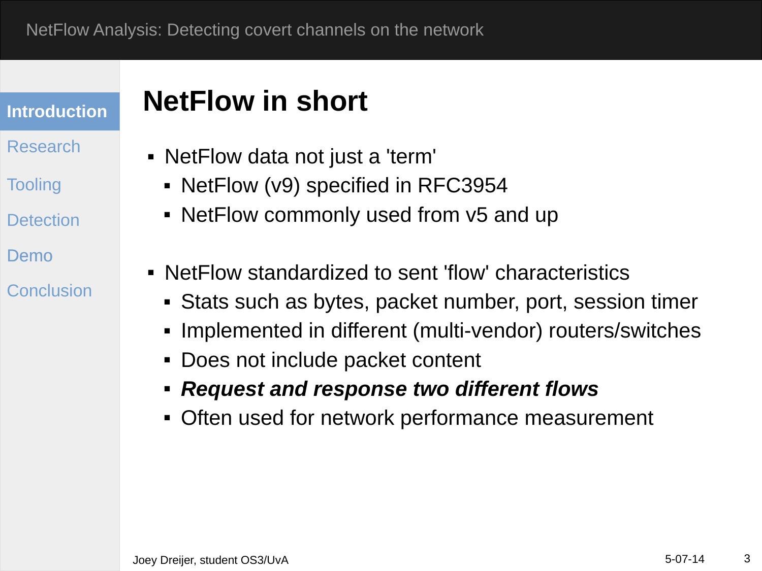## NetFlow in short

- NetFlow data not just a 'term'
  - NetFlow (v9) specified in RFC3954
  - NetFlow commonly used from v5 and up
- NetFlow standardized to sent 'flow' characteristics
  - Stats such as bytes, packet number, port, session timer
  - Implemented in different (multi-vendor) routers/switches
  - Does not include packet content
  - ***Request and response two different flows***
  - Often used for network performance measurement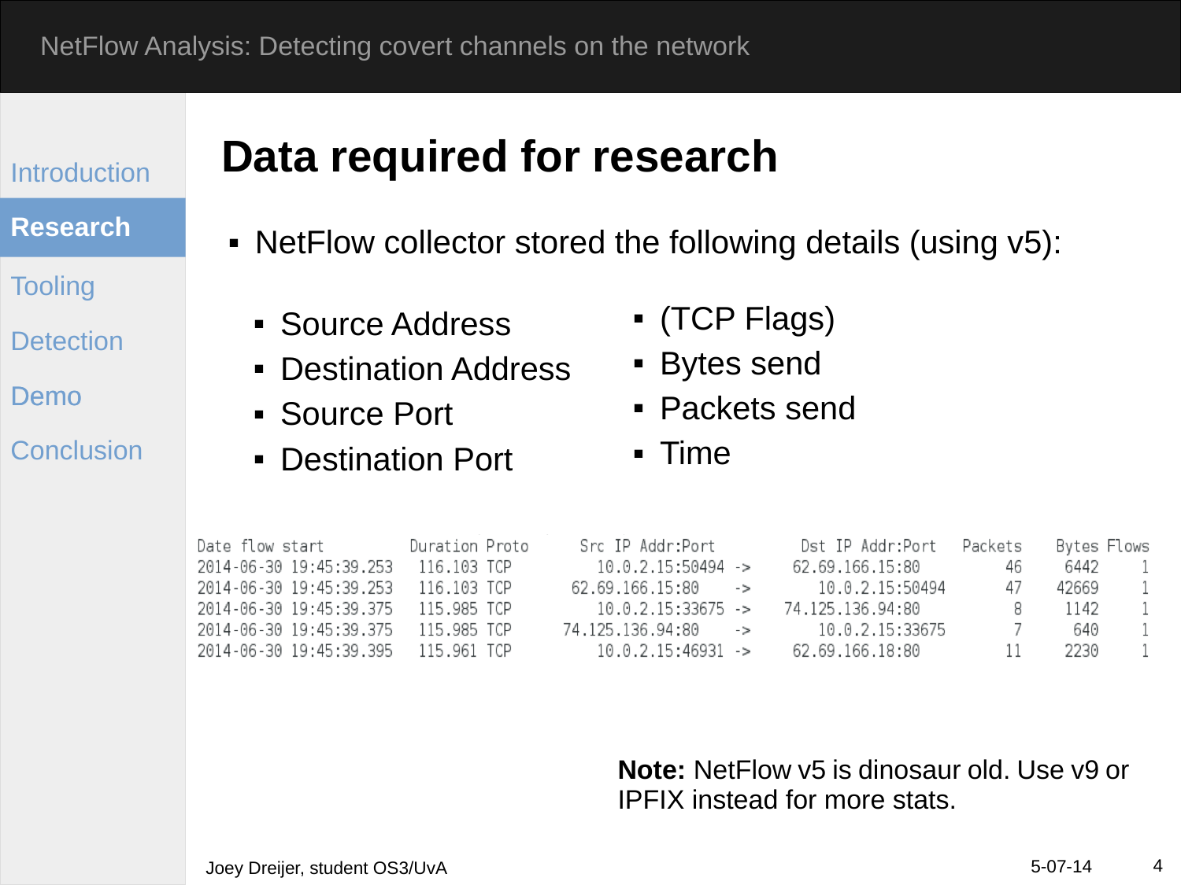# Data required for research

- NetFlow collector stored the following details (using v5):
  - Source Address
  - Destination Address
  - Source Port
  - Destination Port
  - (TCP Flags)
  - Bytes send
  - Packets send
  - Time

| Date flow start | Duration | Proto | Src IP Addr:Port | | Dst IP Addr:Port | Packets | Bytes | Flows |
|---|---|---|---|---|---|---|---|---|
| 2014-06-30 19:45:39.253 | 116.103 | TCP | 10.0.2.15:50494 | -> | 62.69.166.15:80 | 46 | 6442 | 1 |
| 2014-06-30 19:45:39.253 | 116.103 | TCP | 62.69.166.15:80 | -> | 10.0.2.15:50494 | 47 | 42669 | 1 |
| 2014-06-30 19:45:39.375 | 115.985 | TCP | 10.0.2.15:33675 | -> | 74.125.136.94:80 | 8 | 1142 | 1 |
| 2014-06-30 19:45:39.375 | 115.985 | TCP | 74.125.136.94:80 | -> | 10.0.2.15:33675 | 7 | 640 | 1 |
| 2014-06-30 19:45:39.395 | 115.961 | TCP | 10.0.2.15:46931 | -> | 62.69.166.18:80 | 11 | 2230 | 1 |

**Note:** NetFlow v5 is dinosaur old. Use v9 or IPFIX instead for more stats.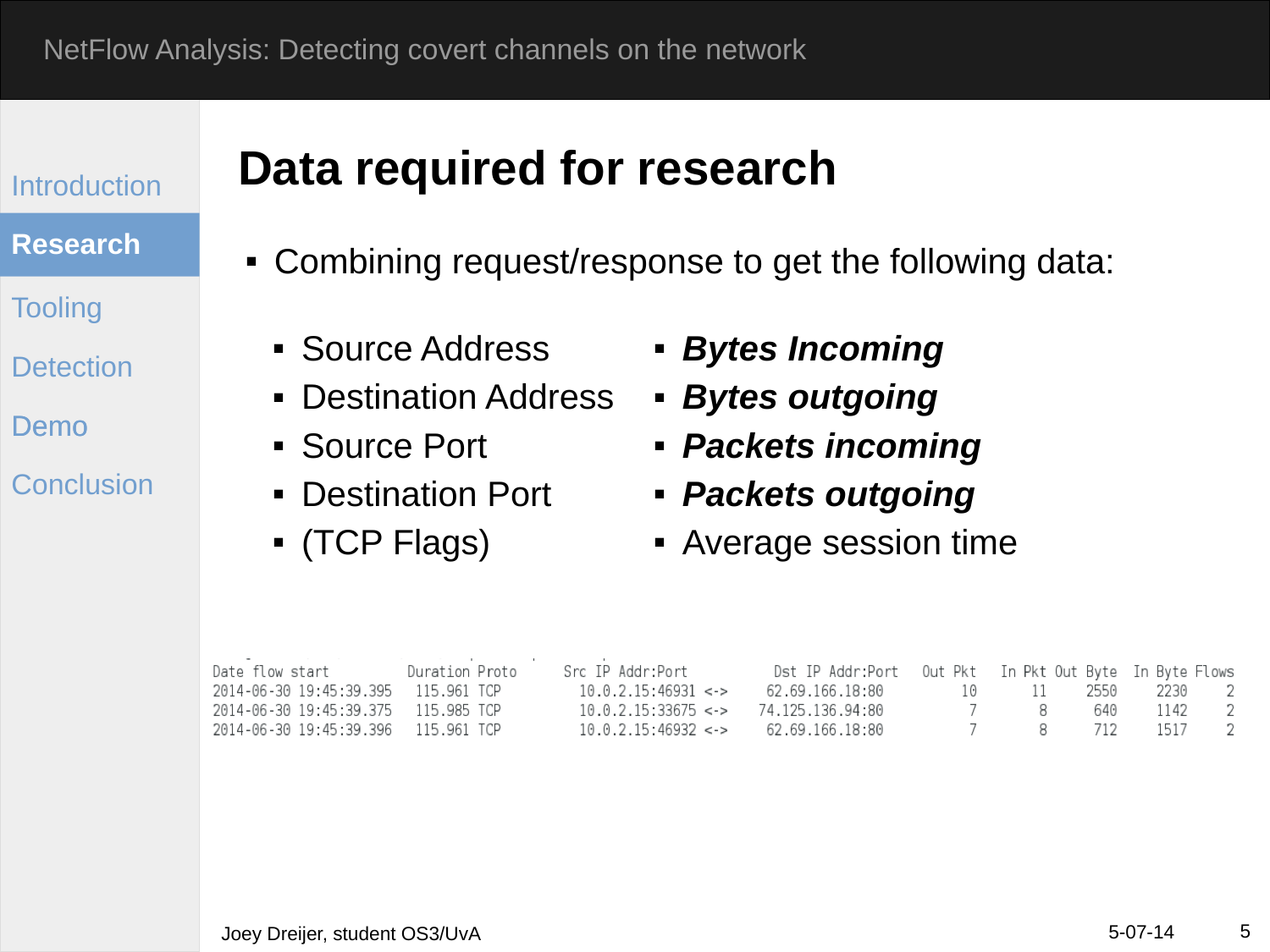# Data required for research

- Combining request/response to get the following data:
  - Source Address
  - Destination Address
  - Source Port
  - Destination Port
  - (TCP Flags)
  - ***Bytes Incoming***
  - ***Bytes outgoing***
  - ***Packets incoming***
  - ***Packets outgoing***
  - Average session time

| Date flow start | Duration | Proto | Src IP Addr:Port | | Dst IP Addr:Port | Out Pkt | In Pkt | Out Byte | In Byte | Flows |
|---|---|---|---|---|---|---|---|---|---|---|
| 2014-06-30 19:45:39.395 | 115.961 | TCP | 10.0.2.15:46931 | <-> | 62.69.166.18:80 | 10 | 11 | 2550 | 2230 | 2 |
| 2014-06-30 19:45:39.375 | 115.985 | TCP | 10.0.2.15:33675 | <-> | 74.125.136.94:80 | 7 | 8 | 640 | 1142 | 2 |
| 2014-06-30 19:45:39.396 | 115.961 | TCP | 10.0.2.15:46932 | <-> | 62.69.166.18:80 | 7 | 8 | 712 | 1517 | 2 |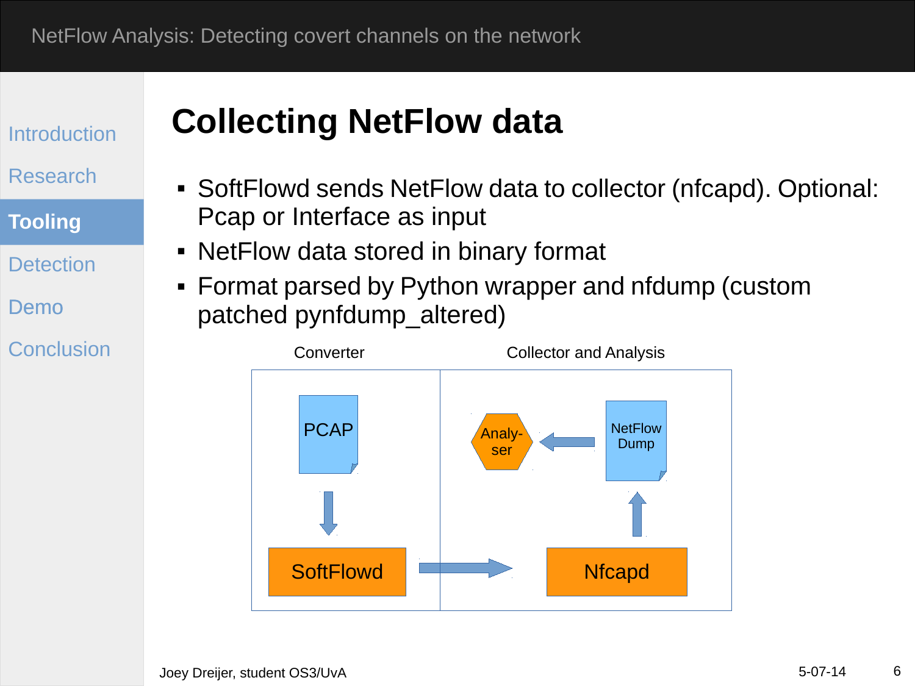# Collecting NetFlow data

- SoftFlowd sends NetFlow data to collector (nfcapd). Optional: Pcap or Interface as input
- NetFlow data stored in binary format
- Format parsed by Python wrapper and nfdump (custom patched pynfdump_altered)

Converter

Collector and Analysis

PCAP

SoftFlowd

Nfcapd

NetFlow Dump

Analy-ser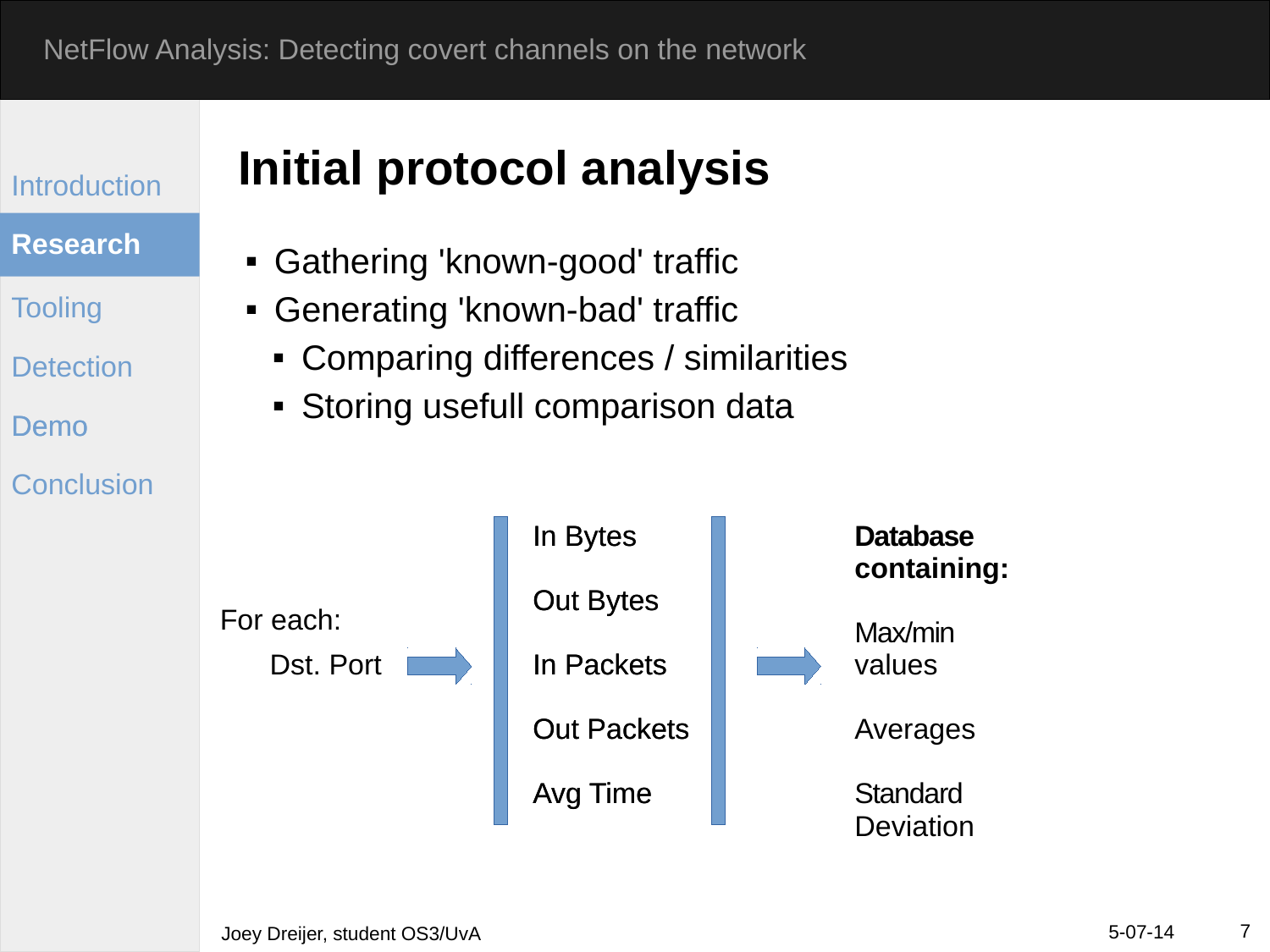# Initial protocol analysis

- Gathering 'known-good' traffic
- Generating 'known-bad' traffic
  - Comparing differences / similarities
  - Storing usefull comparison data

For each:
Dst. Port →

In Bytes
Out Bytes
In Packets
Out Packets
Avg Time

→

**Database containing:**

Max/min values

Averages

Standard Deviation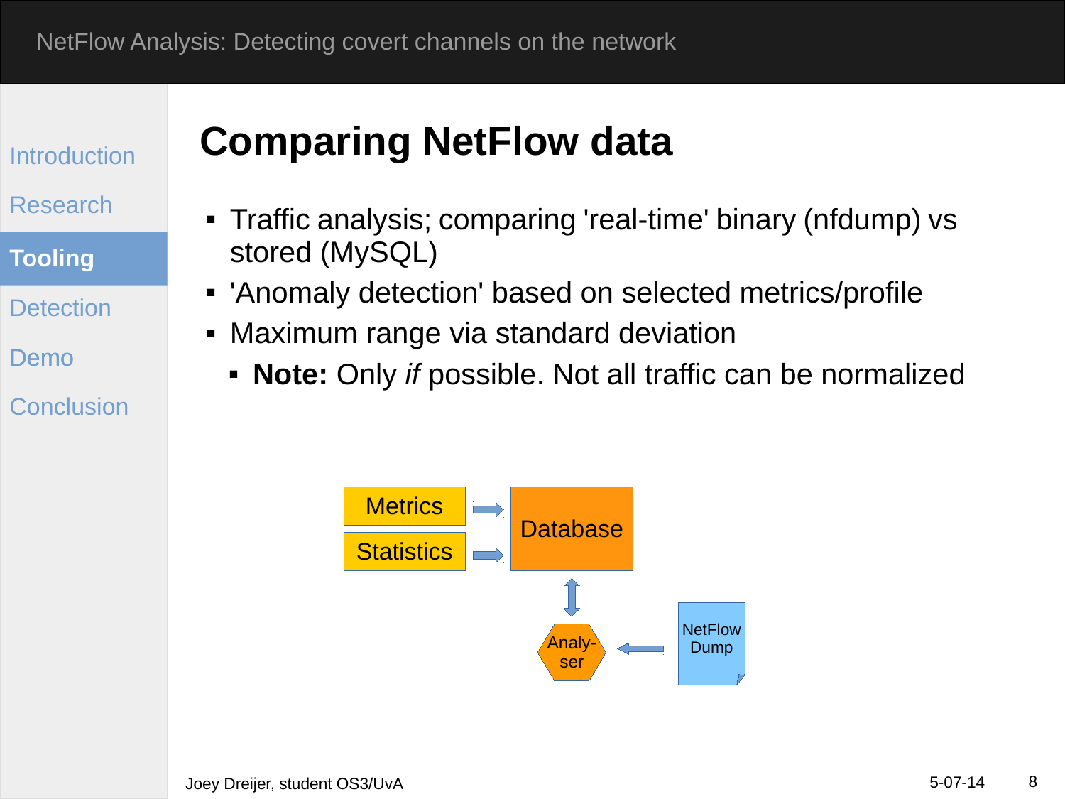# Comparing NetFlow data

- Traffic analysis; comparing 'real-time' binary (nfdump) vs stored (MySQL)
- 'Anomaly detection' based on selected metrics/profile
- Maximum range via standard deviation
  - **Note:** Only *if* possible. Not all traffic can be normalized

Metrics → Database

Statistics → Database

Database ↔ Analy-ser

NetFlow Dump → Analy-ser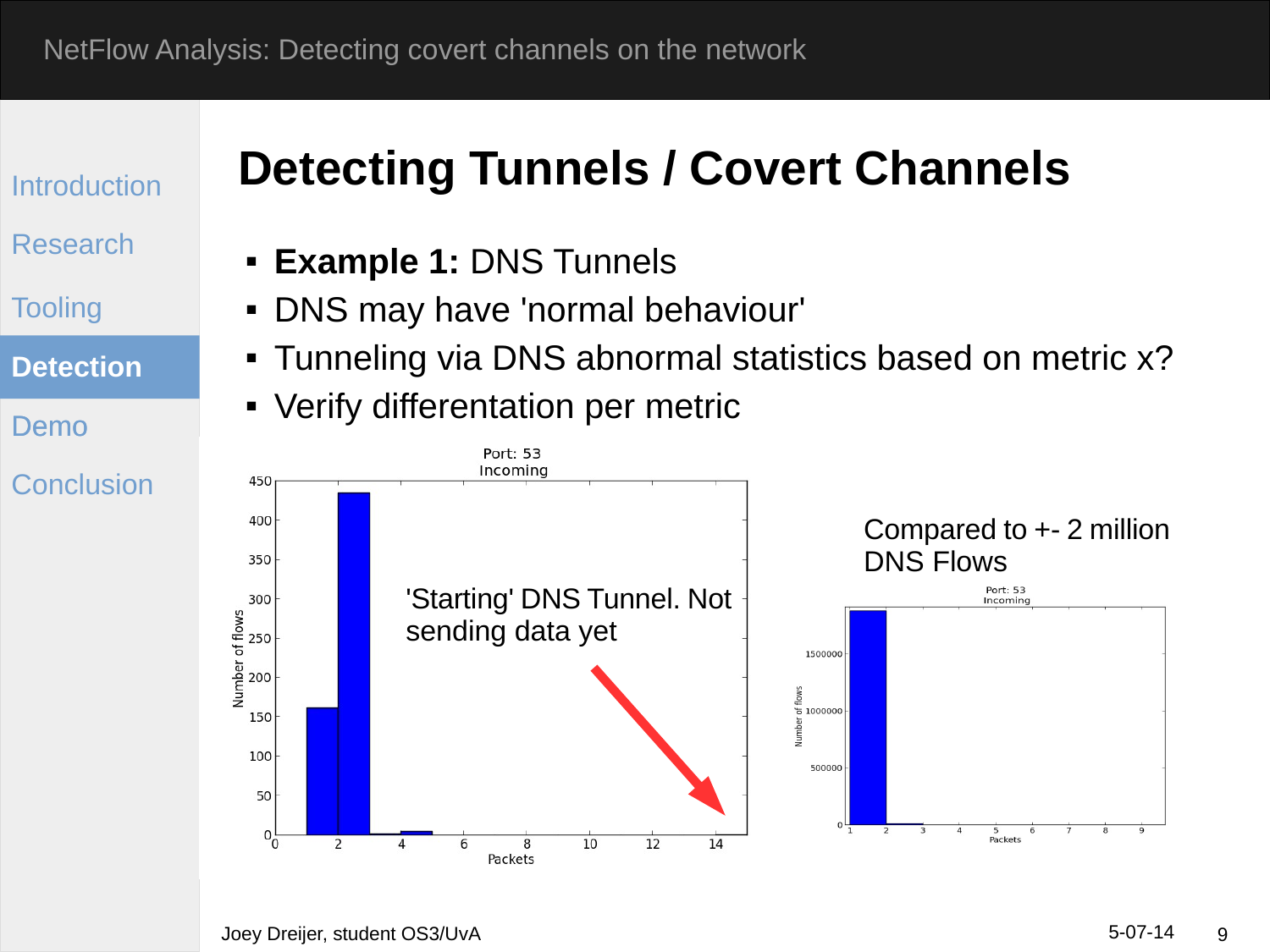# Detecting Tunnels / Covert Channels

- **Example 1:** DNS Tunnels
- DNS may have 'normal behaviour'
- Tunneling via DNS abnormal statistics based on metric x?
- Verify differentation per metric

'Starting' DNS Tunnel. Not sending data yet

Compared to +- 2 million DNS Flows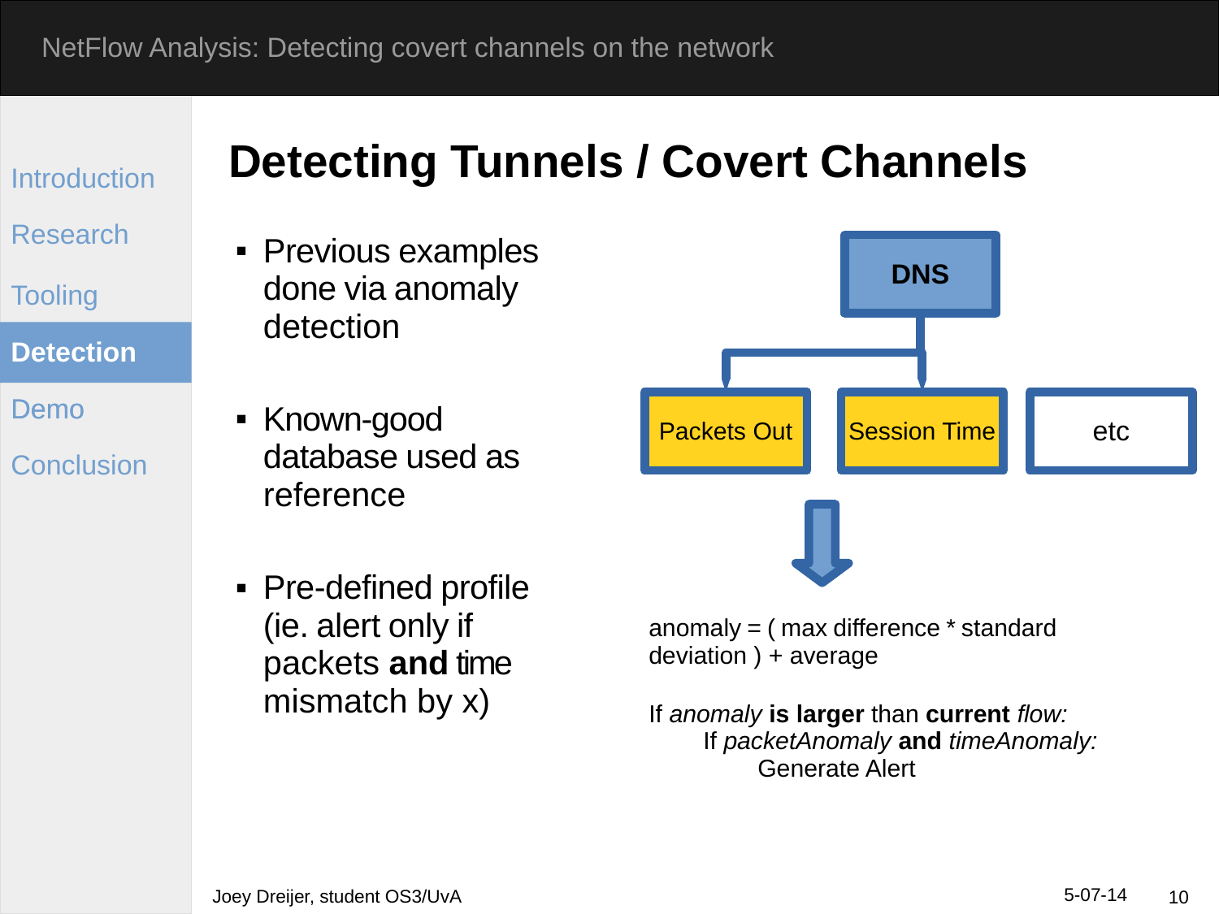# Detecting Tunnels / Covert Channels

- Previous examples done via anomaly detection
- Known-good database used as reference
- Pre-defined profile (ie. alert only if packets **and** time mismatch by x)

DNS

Packets Out | Session Time | etc

anomaly = ( max difference * standard deviation ) + average

If *anomaly* **is larger** than **current** *flow:*
    If *packetAnomaly* **and** *timeAnomaly:*
        Generate Alert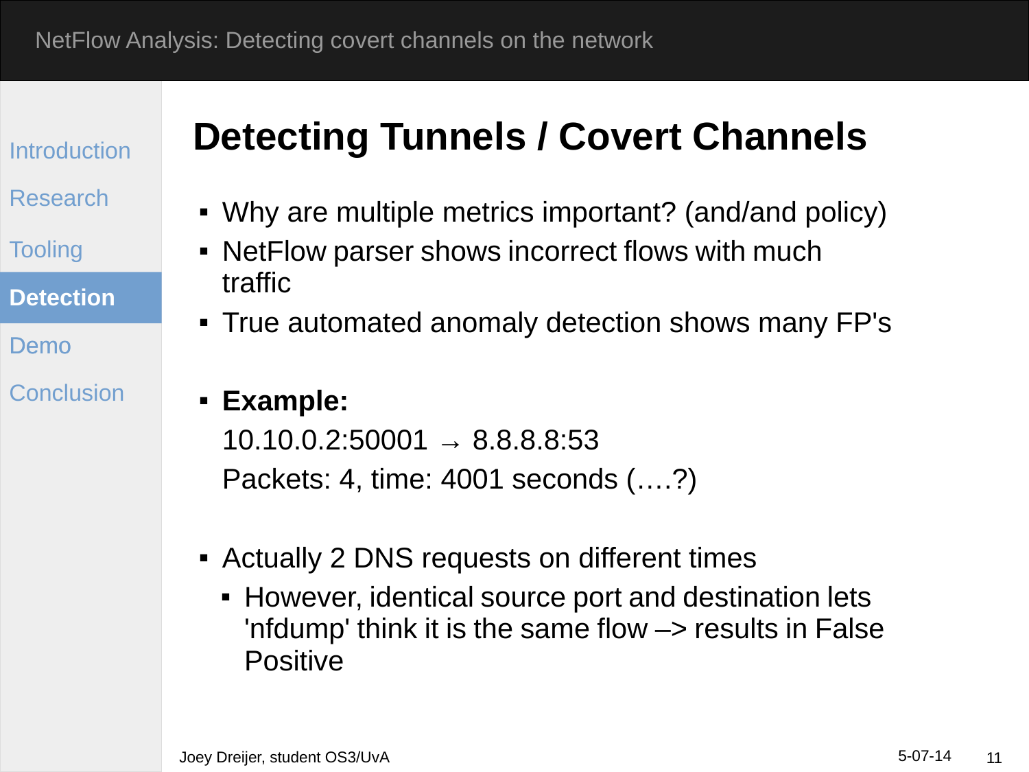# Detecting Tunnels / Covert Channels

- Why are multiple metrics important? (and/and policy)
- NetFlow parser shows incorrect flows with much traffic
- True automated anomaly detection shows many FP's

- **Example:**
  10.10.0.2:50001 → 8.8.8.8:53
  Packets: 4, time: 4001 seconds (….?)

- Actually 2 DNS requests on different times
  - However, identical source port and destination lets 'nfdump' think it is the same flow –> results in False Positive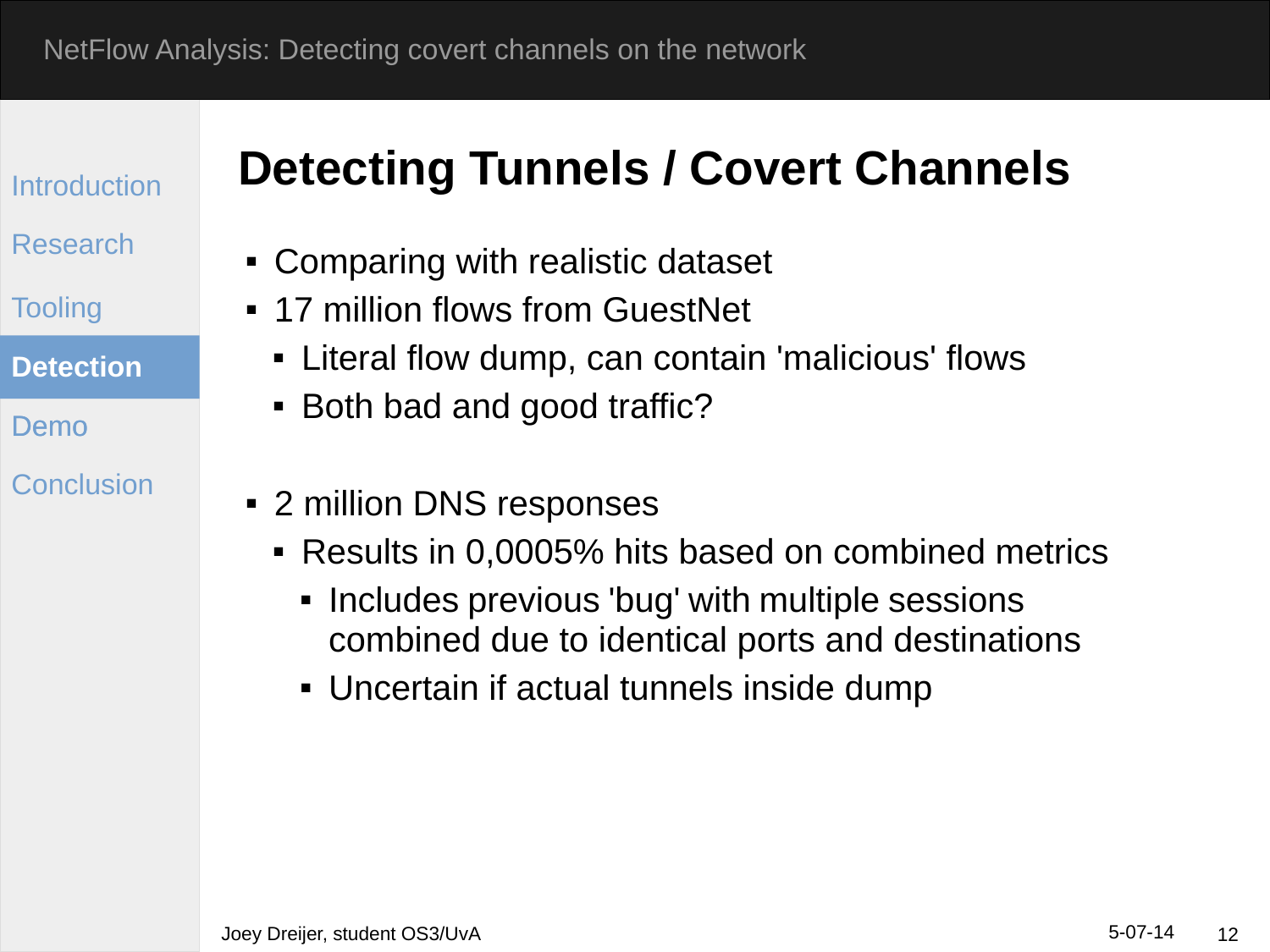# Detecting Tunnels / Covert Channels

- Comparing with realistic dataset
- 17 million flows from GuestNet
  - Literal flow dump, can contain 'malicious' flows
  - Both bad and good traffic?

- 2 million DNS responses
  - Results in 0,0005% hits based on combined metrics
    - Includes previous 'bug' with multiple sessions combined due to identical ports and destinations
    - Uncertain if actual tunnels inside dump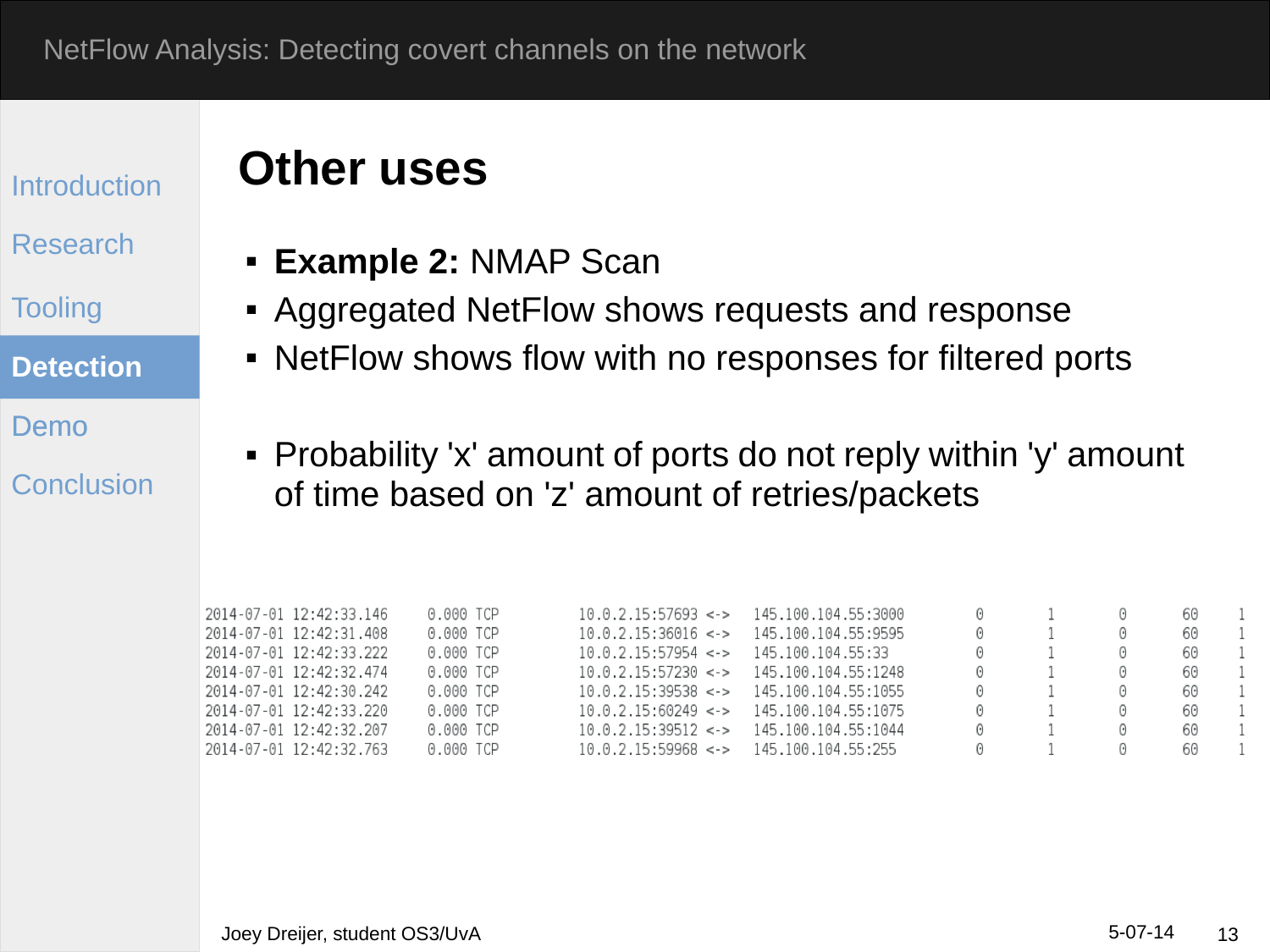# Other uses

- **Example 2:** NMAP Scan
- Aggregated NetFlow shows requests and response
- NetFlow shows flow with no responses for filtered ports

- Probability 'x' amount of ports do not reply within 'y' amount of time based on 'z' amount of retries/packets

```
2014-07-01 12:42:33.146     0.000 TCP        10.0.2.15:57693 <->   145.100.104.55:3000      0     1     0     60     1
2014-07-01 12:42:31.408     0.000 TCP        10.0.2.15:36016 <->   145.100.104.55:9595      0     1     0     60     1
2014-07-01 12:42:33.222     0.000 TCP        10.0.2.15:57954 <->   145.100.104.55:33        0     1     0     60     1
2014-07-01 12:42:32.474     0.000 TCP        10.0.2.15:57230 <->   145.100.104.55:1248      0     1     0     60     1
2014-07-01 12:42:30.242     0.000 TCP        10.0.2.15:39538 <->   145.100.104.55:1055      0     1     0     60     1
2014-07-01 12:42:33.220     0.000 TCP        10.0.2.15:60249 <->   145.100.104.55:1075      0     1     0     60     1
2014-07-01 12:42:32.207     0.000 TCP        10.0.2.15:39512 <->   145.100.104.55:1044      0     1     0     60     1
2014-07-01 12:42:32.763     0.000 TCP        10.0.2.15:59968 <->   145.100.104.55:255       0     1     0     60     1
```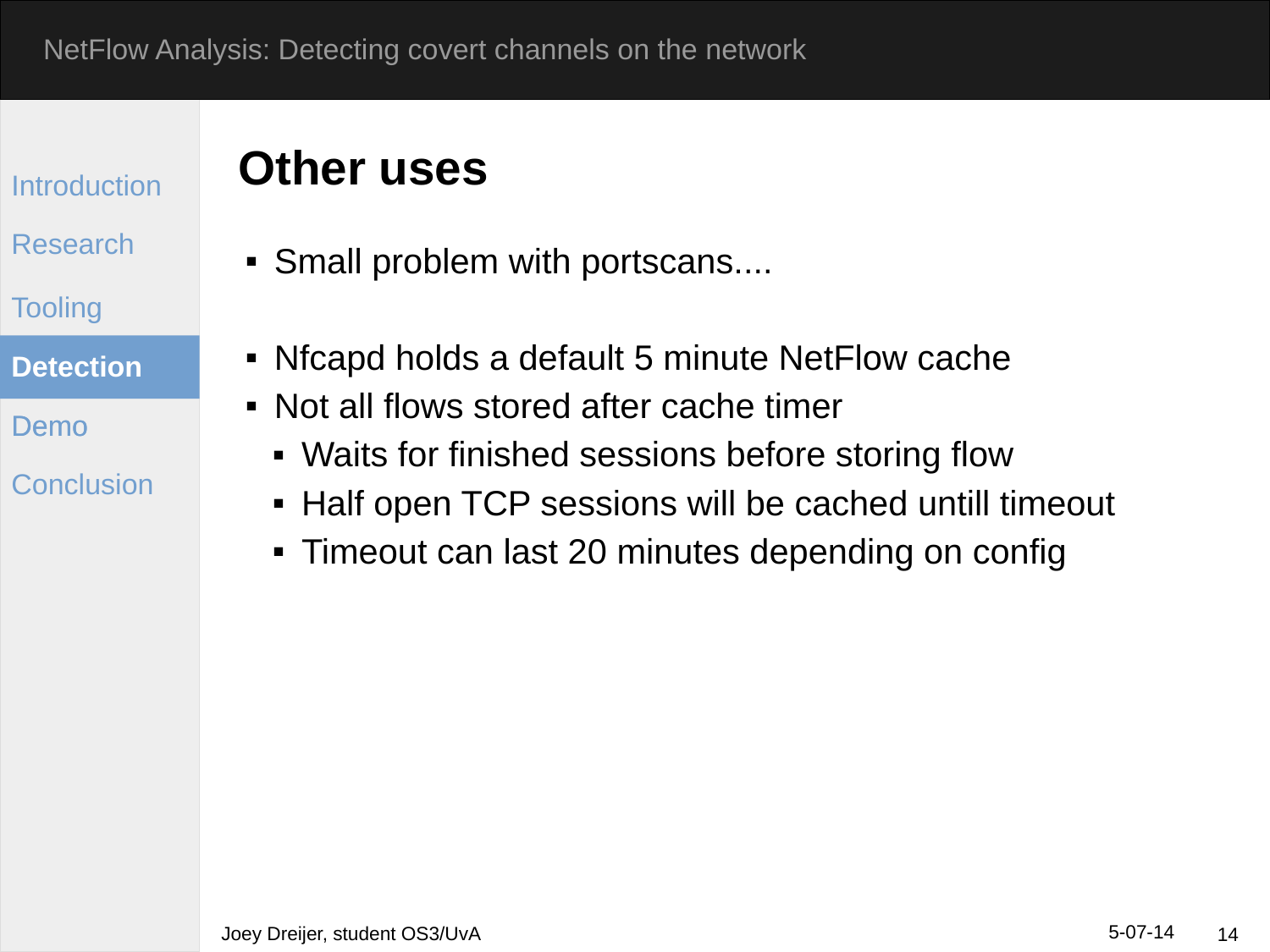# Other uses

- Small problem with portscans....

- Nfcapd holds a default 5 minute NetFlow cache
- Not all flows stored after cache timer
  - Waits for finished sessions before storing flow
  - Half open TCP sessions will be cached untill timeout
  - Timeout can last 20 minutes depending on config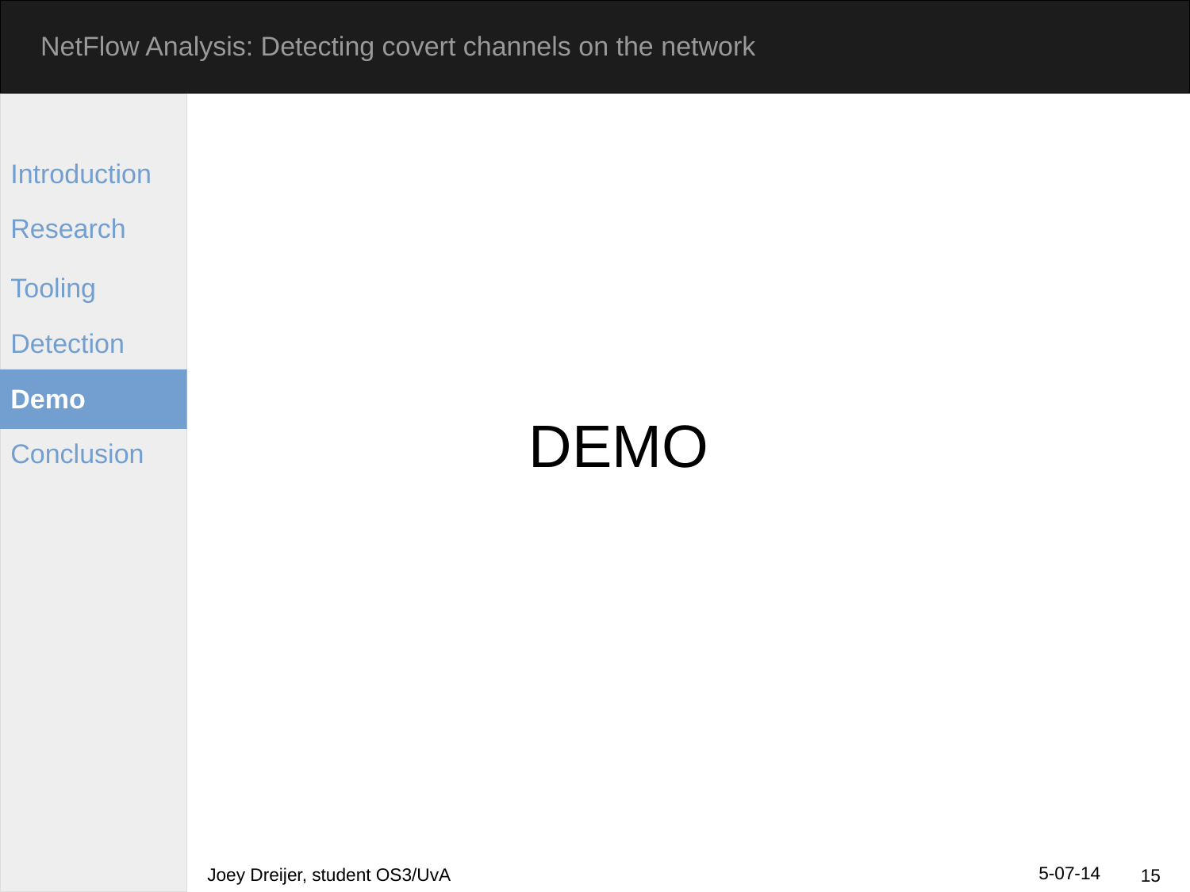# DEMO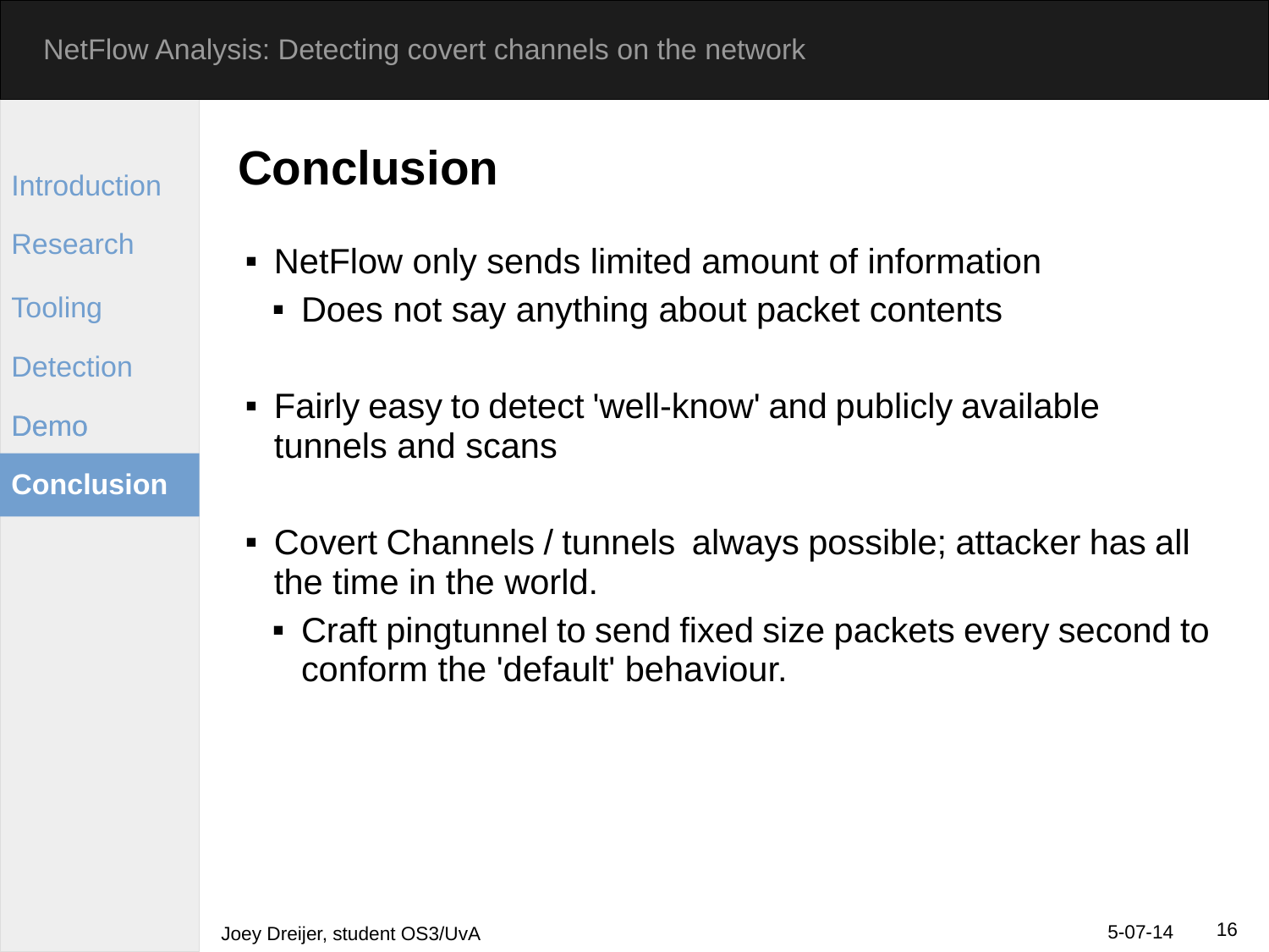# Conclusion

- NetFlow only sends limited amount of information
  - Does not say anything about packet contents
- Fairly easy to detect 'well-know' and publicly available tunnels and scans
- Covert Channels / tunnels always possible; attacker has all the time in the world.
  - Craft pingtunnel to send fixed size packets every second to conform the 'default' behaviour.